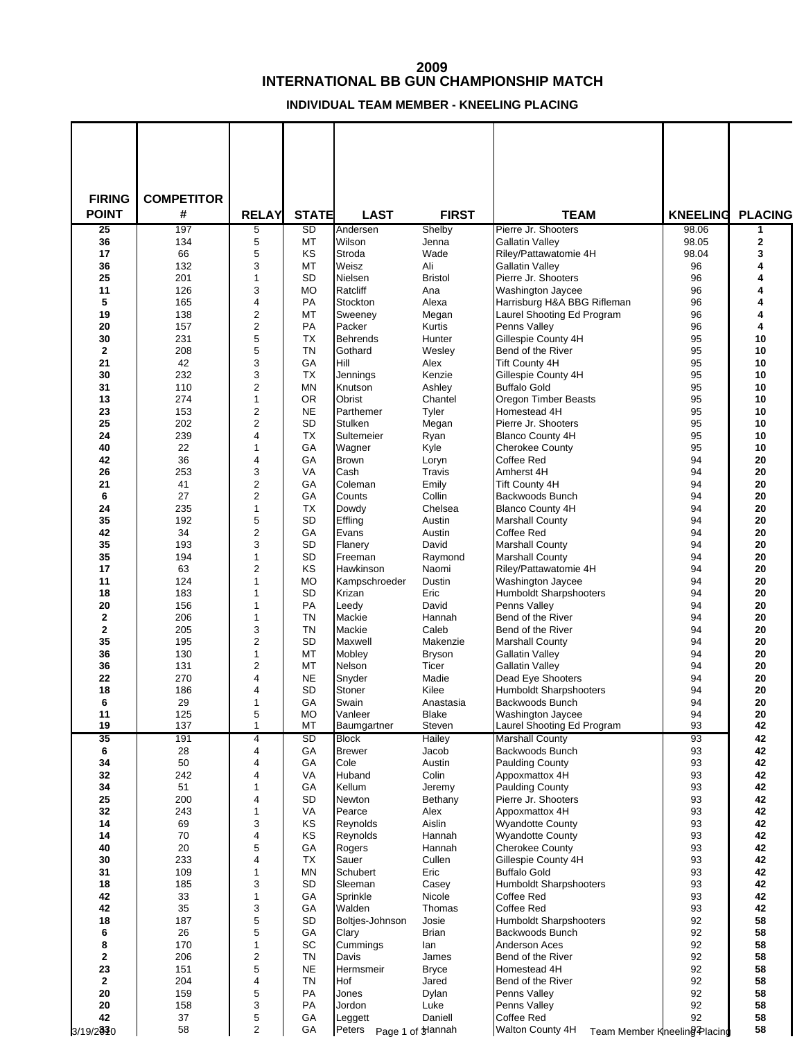# 2009
# INTERNATIONAL BB GUN CHAMPIONSHIP MATCH

### INDIVIDUAL TEAM MEMBER - KNEELING PLACING

| FIRING POINT | COMPETITOR # | RELAY | STATE | LAST | FIRST | TEAM | KNEELING | PLACING |
|---|---|---|---|---|---|---|---|---|
| 25 | 197 | 5 | SD | Andersen | Shelby | Pierre Jr. Shooters | 98.06 | 1 |
| 36 | 134 | 5 | MT | Wilson | Jenna | Gallatin Valley | 98.05 | 2 |
| 17 | 66 | 5 | KS | Stroda | Wade | Riley/Pattawatomie 4H | 98.04 | 3 |
| 36 | 132 | 3 | MT | Weisz | Ali | Gallatin Valley | 96 | 4 |
| 25 | 201 | 1 | SD | Nielsen | Bristol | Pierre Jr. Shooters | 96 | 4 |
| 11 | 126 | 3 | MO | Ratcliff | Ana | Washington Jaycee | 96 | 4 |
| 5 | 165 | 4 | PA | Stockton | Alexa | Harrisburg H&A BBG Rifleman | 96 | 4 |
| 19 | 138 | 2 | MT | Sweeney | Megan | Laurel Shooting Ed Program | 96 | 4 |
| 20 | 157 | 2 | PA | Packer | Kurtis | Penns Valley | 96 | 4 |
| 30 | 231 | 5 | TX | Behrends | Hunter | Gillespie County 4H | 95 | 10 |
| 2 | 208 | 5 | TN | Gothard | Wesley | Bend of the River | 95 | 10 |
| 21 | 42 | 3 | GA | Hill | Alex | Tift County 4H | 95 | 10 |
| 30 | 232 | 3 | TX | Jennings | Kenzie | Gillespie County 4H | 95 | 10 |
| 31 | 110 | 2 | MN | Knutson | Ashley | Buffalo Gold | 95 | 10 |
| 13 | 274 | 1 | OR | Obrist | Chantel | Oregon Timber Beasts | 95 | 10 |
| 23 | 153 | 2 | NE | Parthemer | Tyler | Homestead 4H | 95 | 10 |
| 25 | 202 | 2 | SD | Stulken | Megan | Pierre Jr. Shooters | 95 | 10 |
| 24 | 239 | 4 | TX | Sultemeier | Ryan | Blanco County 4H | 95 | 10 |
| 40 | 22 | 1 | GA | Wagner | Kyle | Cherokee County | 95 | 10 |
| 42 | 36 | 4 | GA | Brown | Loryn | Coffee Red | 94 | 20 |
| 26 | 253 | 3 | VA | Cash | Travis | Amherst 4H | 94 | 20 |
| 21 | 41 | 2 | GA | Coleman | Emily | Tift County 4H | 94 | 20 |
| 6 | 27 | 2 | GA | Counts | Collin | Backwoods Bunch | 94 | 20 |
| 24 | 235 | 1 | TX | Dowdy | Chelsea | Blanco County 4H | 94 | 20 |
| 35 | 192 | 5 | SD | Effling | Austin | Marshall County | 94 | 20 |
| 42 | 34 | 2 | GA | Evans | Austin | Coffee Red | 94 | 20 |
| 35 | 193 | 3 | SD | Flanery | David | Marshall County | 94 | 20 |
| 35 | 194 | 1 | SD | Freeman | Raymond | Marshall County | 94 | 20 |
| 17 | 63 | 2 | KS | Hawkinson | Naomi | Riley/Pattawatomie 4H | 94 | 20 |
| 11 | 124 | 1 | MO | Kampschroeder | Dustin | Washington Jaycee | 94 | 20 |
| 18 | 183 | 1 | SD | Krizan | Eric | Humboldt Sharpshooters | 94 | 20 |
| 20 | 156 | 1 | PA | Leedy | David | Penns Valley | 94 | 20 |
| 2 | 206 | 1 | TN | Mackie | Hannah | Bend of the River | 94 | 20 |
| 2 | 205 | 3 | TN | Mackie | Caleb | Bend of the River | 94 | 20 |
| 35 | 195 | 2 | SD | Maxwell | Makenzie | Marshall County | 94 | 20 |
| 36 | 130 | 1 | MT | Mobley | Bryson | Gallatin Valley | 94 | 20 |
| 36 | 131 | 2 | MT | Nelson | Ticer | Gallatin Valley | 94 | 20 |
| 22 | 270 | 4 | NE | Snyder | Madie | Dead Eye Shooters | 94 | 20 |
| 18 | 186 | 4 | SD | Stoner | Kilee | Humboldt Sharpshooters | 94 | 20 |
| 6 | 29 | 1 | GA | Swain | Anastasia | Backwoods Bunch | 94 | 20 |
| 11 | 125 | 5 | MO | Vanleer | Blake | Washington Jaycee | 94 | 20 |
| 19 | 137 | 1 | MT | Baumgartner | Steven | Laurel Shooting Ed Program | 93 | 42 |
| 35 | 191 | 4 | SD | Block | Hailey | Marshall County | 93 | 42 |
| 6 | 28 | 4 | GA | Brewer | Jacob | Backwoods Bunch | 93 | 42 |
| 34 | 50 | 4 | GA | Cole | Austin | Paulding County | 93 | 42 |
| 32 | 242 | 4 | VA | Huband | Colin | Appoxmattox 4H | 93 | 42 |
| 34 | 51 | 1 | GA | Kellum | Jeremy | Paulding County | 93 | 42 |
| 25 | 200 | 4 | SD | Newton | Bethany | Pierre Jr. Shooters | 93 | 42 |
| 32 | 243 | 1 | VA | Pearce | Alex | Appoxmattox 4H | 93 | 42 |
| 14 | 69 | 3 | KS | Reynolds | Aislin | Wyandotte County | 93 | 42 |
| 14 | 70 | 4 | KS | Reynolds | Hannah | Wyandotte County | 93 | 42 |
| 40 | 20 | 5 | GA | Rogers | Hannah | Cherokee County | 93 | 42 |
| 30 | 233 | 4 | TX | Sauer | Cullen | Gillespie County 4H | 93 | 42 |
| 31 | 109 | 1 | MN | Schubert | Eric | Buffalo Gold | 93 | 42 |
| 18 | 185 | 3 | SD | Sleeman | Casey | Humboldt Sharpshooters | 93 | 42 |
| 42 | 33 | 1 | GA | Sprinkle | Nicole | Coffee Red | 93 | 42 |
| 42 | 35 | 3 | GA | Walden | Thomas | Coffee Red | 93 | 42 |
| 18 | 187 | 5 | SD | Boltjes-Johnson | Josie | Humboldt Sharpshooters | 92 | 58 |
| 6 | 26 | 5 | GA | Clary | Brian | Backwoods Bunch | 92 | 58 |
| 8 | 170 | 1 | SC | Cummings | Ian | Anderson Aces | 92 | 58 |
| 2 | 206 | 2 | TN | Davis | James | Bend of the River | 92 | 58 |
| 23 | 151 | 5 | NE | Hermsmeir | Bryce | Homestead 4H | 92 | 58 |
| 2 | 204 | 4 | TN | Hof | Jared | Bend of the River | 92 | 58 |
| 20 | 159 | 5 | PA | Jones | Dylan | Penns Valley | 92 | 58 |
| 20 | 158 | 3 | PA | Jordon | Luke | Penns Valley | 92 | 58 |
| 42 | 37 | 5 | GA | Leggett | Daniell | Coffee Red | 92 | 58 |
| 33 | 58 | 2 | GA | Peters | Hannah | Walton County 4H | 92 | 58 |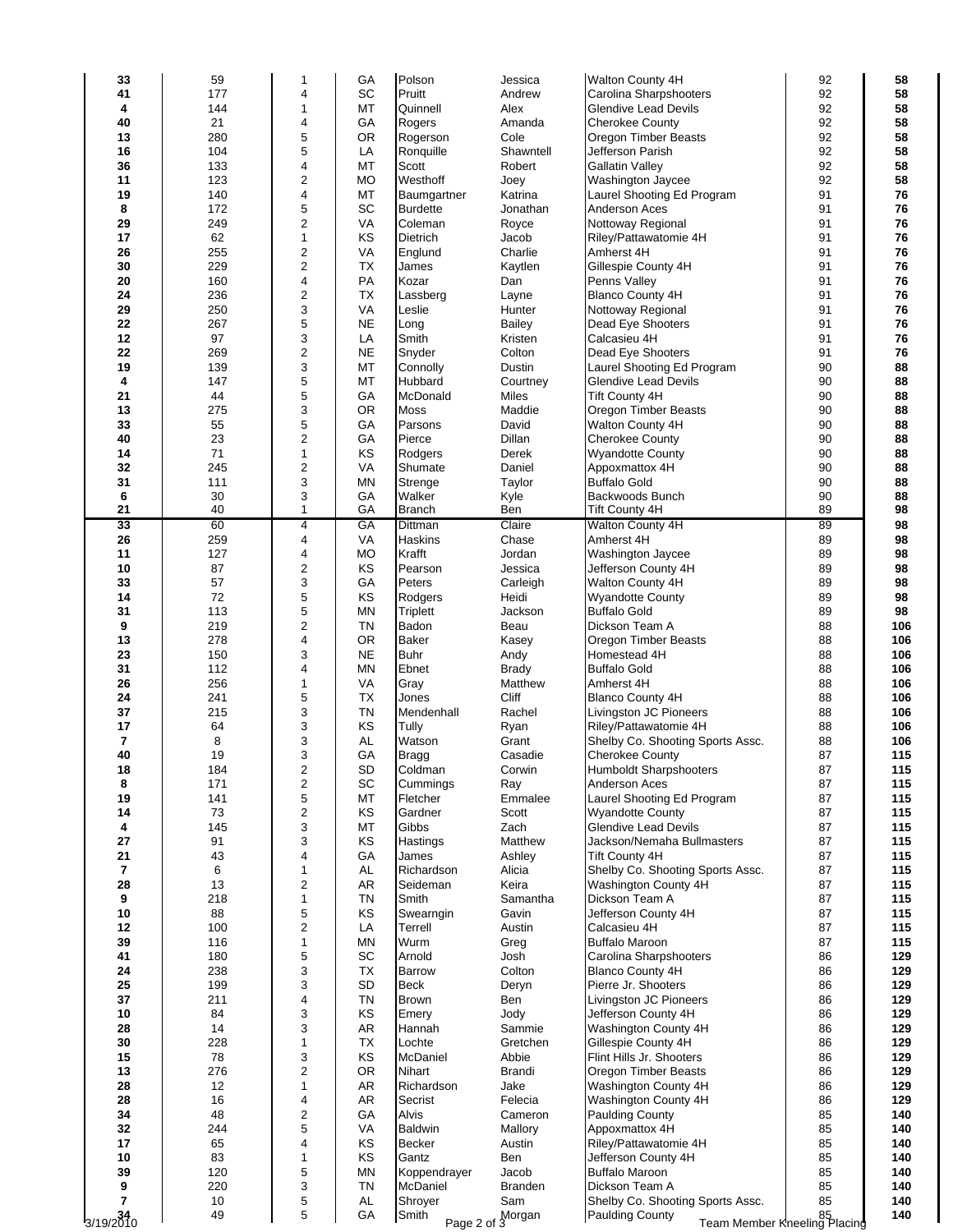| | | | | | | | | |
|---|---|---|---|---|---|---|---|---|
| 33 | 59 | 1 | GA | Polson | Jessica | Walton County 4H | 92 | 58 |
| 41 | 177 | 4 | SC | Pruitt | Andrew | Carolina Sharpshooters | 92 | 58 |
| 4 | 144 | 1 | MT | Quinnell | Alex | Glendive Lead Devils | 92 | 58 |
| 40 | 21 | 4 | GA | Rogers | Amanda | Cherokee County | 92 | 58 |
| 13 | 280 | 5 | OR | Rogerson | Cole | Oregon Timber Beasts | 92 | 58 |
| 16 | 104 | 5 | LA | Ronquille | Shawntell | Jefferson Parish | 92 | 58 |
| 36 | 133 | 4 | MT | Scott | Robert | Gallatin Valley | 92 | 58 |
| 11 | 123 | 2 | MO | Westhoff | Joey | Washington Jaycee | 92 | 58 |
| 19 | 140 | 4 | MT | Baumgartner | Katrina | Laurel Shooting Ed Program | 91 | 76 |
| 8 | 172 | 5 | SC | Burdette | Jonathan | Anderson Aces | 91 | 76 |
| 29 | 249 | 2 | VA | Coleman | Royce | Nottoway Regional | 91 | 76 |
| 17 | 62 | 1 | KS | Dietrich | Jacob | Riley/Pattawatomie 4H | 91 | 76 |
| 26 | 255 | 2 | VA | Englund | Charlie | Amherst 4H | 91 | 76 |
| 30 | 229 | 2 | TX | James | Kaytlen | Gillespie County 4H | 91 | 76 |
| 20 | 160 | 4 | PA | Kozar | Dan | Penns Valley | 91 | 76 |
| 24 | 236 | 2 | TX | Lassberg | Layne | Blanco County 4H | 91 | 76 |
| 29 | 250 | 3 | VA | Leslie | Hunter | Nottoway Regional | 91 | 76 |
| 22 | 267 | 5 | NE | Long | Bailey | Dead Eye Shooters | 91 | 76 |
| 12 | 97 | 3 | LA | Smith | Kristen | Calcasieu 4H | 91 | 76 |
| 22 | 269 | 2 | NE | Snyder | Colton | Dead Eye Shooters | 91 | 76 |
| 19 | 139 | 3 | MT | Connolly | Dustin | Laurel Shooting Ed Program | 90 | 88 |
| 4 | 147 | 5 | MT | Hubbard | Courtney | Glendive Lead Devils | 90 | 88 |
| 21 | 44 | 5 | GA | McDonald | Miles | Tift County 4H | 90 | 88 |
| 13 | 275 | 3 | OR | Moss | Maddie | Oregon Timber Beasts | 90 | 88 |
| 33 | 55 | 5 | GA | Parsons | David | Walton County 4H | 90 | 88 |
| 40 | 23 | 2 | GA | Pierce | Dillan | Cherokee County | 90 | 88 |
| 14 | 71 | 1 | KS | Rodgers | Derek | Wyandotte County | 90 | 88 |
| 32 | 245 | 2 | VA | Shumate | Daniel | Appoxmattox 4H | 90 | 88 |
| 31 | 111 | 3 | MN | Strenge | Taylor | Buffalo Gold | 90 | 88 |
| 6 | 30 | 3 | GA | Walker | Kyle | Backwoods Bunch | 90 | 88 |
| 21 | 40 | 1 | GA | Branch | Ben | Tift County 4H | 89 | 98 |
| 33 | 60 | 4 | GA | Dittman | Claire | Walton County 4H | 89 | 98 |
| 26 | 259 | 4 | VA | Haskins | Chase | Amherst 4H | 89 | 98 |
| 11 | 127 | 4 | MO | Krafft | Jordan | Washington Jaycee | 89 | 98 |
| 10 | 87 | 2 | KS | Pearson | Jessica | Jefferson County 4H | 89 | 98 |
| 33 | 57 | 3 | GA | Peters | Carleigh | Walton County 4H | 89 | 98 |
| 14 | 72 | 5 | KS | Rodgers | Heidi | Wyandotte County | 89 | 98 |
| 31 | 113 | 5 | MN | Triplett | Jackson | Buffalo Gold | 89 | 98 |
| 9 | 219 | 2 | TN | Badon | Beau | Dickson Team A | 88 | 106 |
| 13 | 278 | 4 | OR | Baker | Kasey | Oregon Timber Beasts | 88 | 106 |
| 23 | 150 | 3 | NE | Buhr | Andy | Homestead 4H | 88 | 106 |
| 31 | 112 | 4 | MN | Ebnet | Brady | Buffalo Gold | 88 | 106 |
| 26 | 256 | 1 | VA | Gray | Matthew | Amherst 4H | 88 | 106 |
| 24 | 241 | 5 | TX | Jones | Cliff | Blanco County 4H | 88 | 106 |
| 37 | 215 | 3 | TN | Mendenhall | Rachel | Livingston JC Pioneers | 88 | 106 |
| 17 | 64 | 3 | KS | Tully | Ryan | Riley/Pattawatomie 4H | 88 | 106 |
| 7 | 8 | 3 | AL | Watson | Grant | Shelby Co. Shooting Sports Assc. | 88 | 106 |
| 40 | 19 | 3 | GA | Bragg | Casadie | Cherokee County | 87 | 115 |
| 18 | 184 | 2 | SD | Coldman | Corwin | Humboldt Sharpshooters | 87 | 115 |
| 8 | 171 | 2 | SC | Cummings | Ray | Anderson Aces | 87 | 115 |
| 19 | 141 | 5 | MT | Fletcher | Emmalee | Laurel Shooting Ed Program | 87 | 115 |
| 14 | 73 | 2 | KS | Gardner | Scott | Wyandotte County | 87 | 115 |
| 4 | 145 | 3 | MT | Gibbs | Zach | Glendive Lead Devils | 87 | 115 |
| 27 | 91 | 3 | KS | Hastings | Matthew | Jackson/Nemaha Bullmasters | 87 | 115 |
| 21 | 43 | 4 | GA | James | Ashley | Tift County 4H | 87 | 115 |
| 7 | 6 | 1 | AL | Richardson | Alicia | Shelby Co. Shooting Sports Assc. | 87 | 115 |
| 28 | 13 | 2 | AR | Seideman | Keira | Washington County 4H | 87 | 115 |
| 9 | 218 | 1 | TN | Smith | Samantha | Dickson Team A | 87 | 115 |
| 10 | 88 | 5 | KS | Swearngin | Gavin | Jefferson County 4H | 87 | 115 |
| 12 | 100 | 2 | LA | Terrell | Austin | Calcasieu 4H | 87 | 115 |
| 39 | 116 | 1 | MN | Wurm | Greg | Buffalo Maroon | 87 | 115 |
| 41 | 180 | 5 | SC | Arnold | Josh | Carolina Sharpshooters | 86 | 129 |
| 24 | 238 | 3 | TX | Barrow | Colton | Blanco County 4H | 86 | 129 |
| 25 | 199 | 3 | SD | Beck | Deryn | Pierre Jr. Shooters | 86 | 129 |
| 37 | 211 | 4 | TN | Brown | Ben | Livingston JC Pioneers | 86 | 129 |
| 10 | 84 | 3 | KS | Emery | Jody | Jefferson County 4H | 86 | 129 |
| 28 | 14 | 3 | AR | Hannah | Sammie | Washington County 4H | 86 | 129 |
| 30 | 228 | 1 | TX | Lochte | Gretchen | Gillespie County 4H | 86 | 129 |
| 15 | 78 | 3 | KS | McDaniel | Abbie | Flint Hills Jr. Shooters | 86 | 129 |
| 13 | 276 | 2 | OR | Nihart | Brandi | Oregon Timber Beasts | 86 | 129 |
| 28 | 12 | 1 | AR | Richardson | Jake | Washington County 4H | 86 | 129 |
| 28 | 16 | 4 | AR | Secrist | Felecia | Washington County 4H | 86 | 129 |
| 34 | 48 | 2 | GA | Alvis | Cameron | Paulding County | 85 | 140 |
| 32 | 244 | 5 | VA | Baldwin | Mallory | Appoxmattox 4H | 85 | 140 |
| 17 | 65 | 4 | KS | Becker | Austin | Riley/Pattawatomie 4H | 85 | 140 |
| 10 | 83 | 1 | KS | Gantz | Ben | Jefferson County 4H | 85 | 140 |
| 39 | 120 | 5 | MN | Koppendrayer | Jacob | Buffalo Maroon | 85 | 140 |
| 9 | 220 | 3 | TN | McDaniel | Branden | Dickson Team A | 85 | 140 |
| 7 | 10 | 5 | AL | Shroyer | Sam | Shelby Co. Shooting Sports Assc. | 85 | 140 |
| 34 | 49 | 5 | GA | Smith | Morgan | Paulding County | 85 | 140 |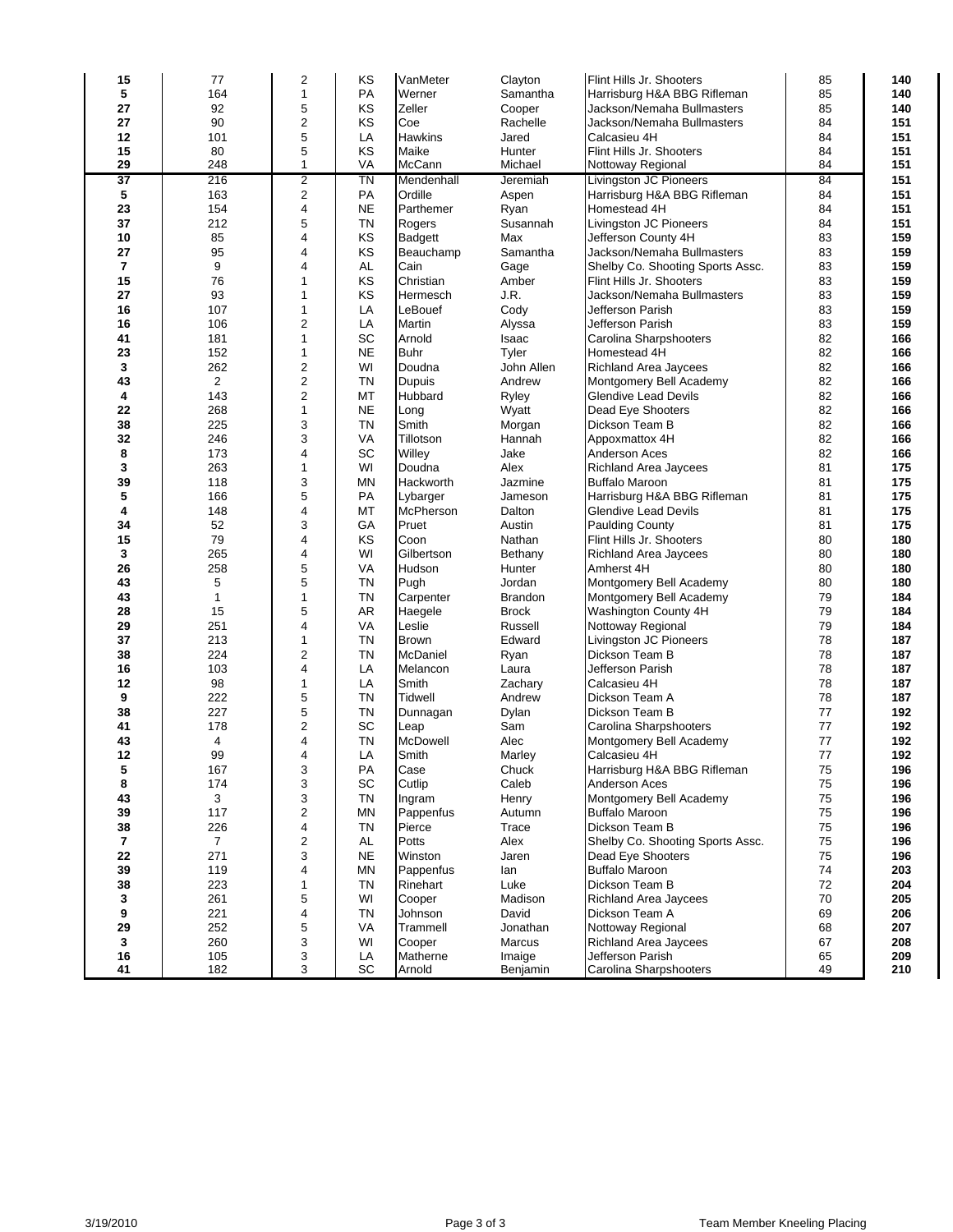| | | | | | | | | |
|---|---|---|---|---|---|---|---|---|
| 15 | 77 | 2 | KS | VanMeter | Clayton | Flint Hills Jr. Shooters | 85 | 140 |
| 5 | 164 | 1 | PA | Werner | Samantha | Harrisburg H&A BBG Rifleman | 85 | 140 |
| 27 | 92 | 5 | KS | Zeller | Cooper | Jackson/Nemaha Bullmasters | 85 | 140 |
| 27 | 90 | 2 | KS | Coe | Rachelle | Jackson/Nemaha Bullmasters | 84 | 151 |
| 12 | 101 | 5 | LA | Hawkins | Jared | Calcasieu 4H | 84 | 151 |
| 15 | 80 | 5 | KS | Maike | Hunter | Flint Hills Jr. Shooters | 84 | 151 |
| 29 | 248 | 1 | VA | McCann | Michael | Nottoway Regional | 84 | 151 |
| 37 | 216 | 2 | TN | Mendenhall | Jeremiah | Livingston JC Pioneers | 84 | 151 |
| 5 | 163 | 2 | PA | Ordille | Aspen | Harrisburg H&A BBG Rifleman | 84 | 151 |
| 23 | 154 | 4 | NE | Parthemer | Ryan | Homestead 4H | 84 | 151 |
| 37 | 212 | 5 | TN | Rogers | Susannah | Livingston JC Pioneers | 84 | 151 |
| 10 | 85 | 4 | KS | Badgett | Max | Jefferson County 4H | 83 | 159 |
| 27 | 95 | 4 | KS | Beauchamp | Samantha | Jackson/Nemaha Bullmasters | 83 | 159 |
| 7 | 9 | 4 | AL | Cain | Gage | Shelby Co. Shooting Sports Assc. | 83 | 159 |
| 15 | 76 | 1 | KS | Christian | Amber | Flint Hills Jr. Shooters | 83 | 159 |
| 27 | 93 | 1 | KS | Hermesch | J.R. | Jackson/Nemaha Bullmasters | 83 | 159 |
| 16 | 107 | 1 | LA | LeBouef | Cody | Jefferson Parish | 83 | 159 |
| 16 | 106 | 2 | LA | Martin | Alyssa | Jefferson Parish | 83 | 159 |
| 41 | 181 | 1 | SC | Arnold | Isaac | Carolina Sharpshooters | 82 | 166 |
| 23 | 152 | 1 | NE | Buhr | Tyler | Homestead 4H | 82 | 166 |
| 3 | 262 | 2 | WI | Doudna | John Allen | Richland Area Jaycees | 82 | 166 |
| 43 | 2 | 2 | TN | Dupuis | Andrew | Montgomery Bell Academy | 82 | 166 |
| 4 | 143 | 2 | MT | Hubbard | Ryley | Glendive Lead Devils | 82 | 166 |
| 22 | 268 | 1 | NE | Long | Wyatt | Dead Eye Shooters | 82 | 166 |
| 38 | 225 | 3 | TN | Smith | Morgan | Dickson Team B | 82 | 166 |
| 32 | 246 | 3 | VA | Tillotson | Hannah | Appoxmattox 4H | 82 | 166 |
| 8 | 173 | 4 | SC | Willey | Jake | Anderson Aces | 82 | 166 |
| 3 | 263 | 1 | WI | Doudna | Alex | Richland Area Jaycees | 81 | 175 |
| 39 | 118 | 3 | MN | Hackworth | Jazmine | Buffalo Maroon | 81 | 175 |
| 5 | 166 | 5 | PA | Lybarger | Jameson | Harrisburg H&A BBG Rifleman | 81 | 175 |
| 4 | 148 | 4 | MT | McPherson | Dalton | Glendive Lead Devils | 81 | 175 |
| 34 | 52 | 3 | GA | Pruet | Austin | Paulding County | 81 | 175 |
| 15 | 79 | 4 | KS | Coon | Nathan | Flint Hills Jr. Shooters | 80 | 180 |
| 3 | 265 | 4 | WI | Gilbertson | Bethany | Richland Area Jaycees | 80 | 180 |
| 26 | 258 | 5 | VA | Hudson | Hunter | Amherst 4H | 80 | 180 |
| 43 | 5 | 5 | TN | Pugh | Jordan | Montgomery Bell Academy | 80 | 180 |
| 43 | 1 | 1 | TN | Carpenter | Brandon | Montgomery Bell Academy | 79 | 184 |
| 28 | 15 | 5 | AR | Haegele | Brock | Washington County 4H | 79 | 184 |
| 29 | 251 | 4 | VA | Leslie | Russell | Nottoway Regional | 79 | 184 |
| 37 | 213 | 1 | TN | Brown | Edward | Livingston JC Pioneers | 78 | 187 |
| 38 | 224 | 2 | TN | McDaniel | Ryan | Dickson Team B | 78 | 187 |
| 16 | 103 | 4 | LA | Melancon | Laura | Jefferson Parish | 78 | 187 |
| 12 | 98 | 1 | LA | Smith | Zachary | Calcasieu 4H | 78 | 187 |
| 9 | 222 | 5 | TN | Tidwell | Andrew | Dickson Team A | 78 | 187 |
| 38 | 227 | 5 | TN | Dunnagan | Dylan | Dickson Team B | 77 | 192 |
| 41 | 178 | 2 | SC | Leap | Sam | Carolina Sharpshooters | 77 | 192 |
| 43 | 4 | 4 | TN | McDowell | Alec | Montgomery Bell Academy | 77 | 192 |
| 12 | 99 | 4 | LA | Smith | Marley | Calcasieu 4H | 77 | 192 |
| 5 | 167 | 3 | PA | Case | Chuck | Harrisburg H&A BBG Rifleman | 75 | 196 |
| 8 | 174 | 3 | SC | Cutlip | Caleb | Anderson Aces | 75 | 196 |
| 43 | 3 | 3 | TN | Ingram | Henry | Montgomery Bell Academy | 75 | 196 |
| 39 | 117 | 2 | MN | Pappenfus | Autumn | Buffalo Maroon | 75 | 196 |
| 38 | 226 | 4 | TN | Pierce | Trace | Dickson Team B | 75 | 196 |
| 7 | 7 | 2 | AL | Potts | Alex | Shelby Co. Shooting Sports Assc. | 75 | 196 |
| 22 | 271 | 3 | NE | Winston | Jaren | Dead Eye Shooters | 75 | 196 |
| 39 | 119 | 4 | MN | Pappenfus | Ian | Buffalo Maroon | 74 | 203 |
| 38 | 223 | 1 | TN | Rinehart | Luke | Dickson Team B | 72 | 204 |
| 3 | 261 | 5 | WI | Cooper | Madison | Richland Area Jaycees | 70 | 205 |
| 9 | 221 | 4 | TN | Johnson | David | Dickson Team A | 69 | 206 |
| 29 | 252 | 5 | VA | Trammell | Jonathan | Nottoway Regional | 68 | 207 |
| 3 | 260 | 3 | WI | Cooper | Marcus | Richland Area Jaycees | 67 | 208 |
| 16 | 105 | 3 | LA | Matherne | Imaige | Jefferson Parish | 65 | 209 |
| 41 | 182 | 3 | SC | Arnold | Benjamin | Carolina Sharpshooters | 49 | 210 |

3/19/2010

Team Member Kneeling Placing